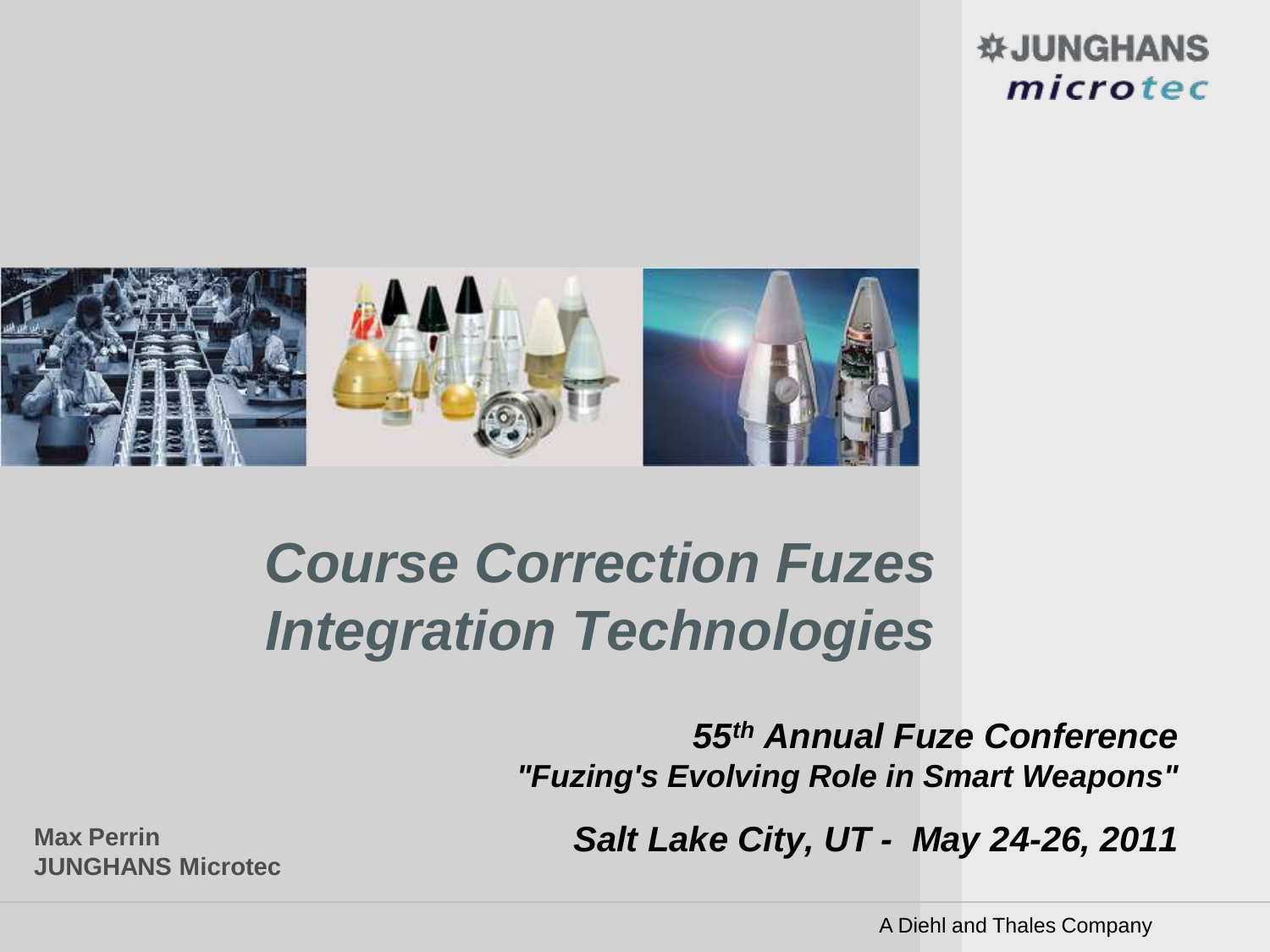JUNGHANS microtec

# Course Correction Fuzes Integration Technologies

***55th Annual Fuze Conference***
***"Fuzing's Evolving Role in Smart Weapons"***

***Salt Lake City, UT - May 24-26, 2011***

**Max Perrin**
**JUNGHANS Microtec**

A Diehl and Thales Company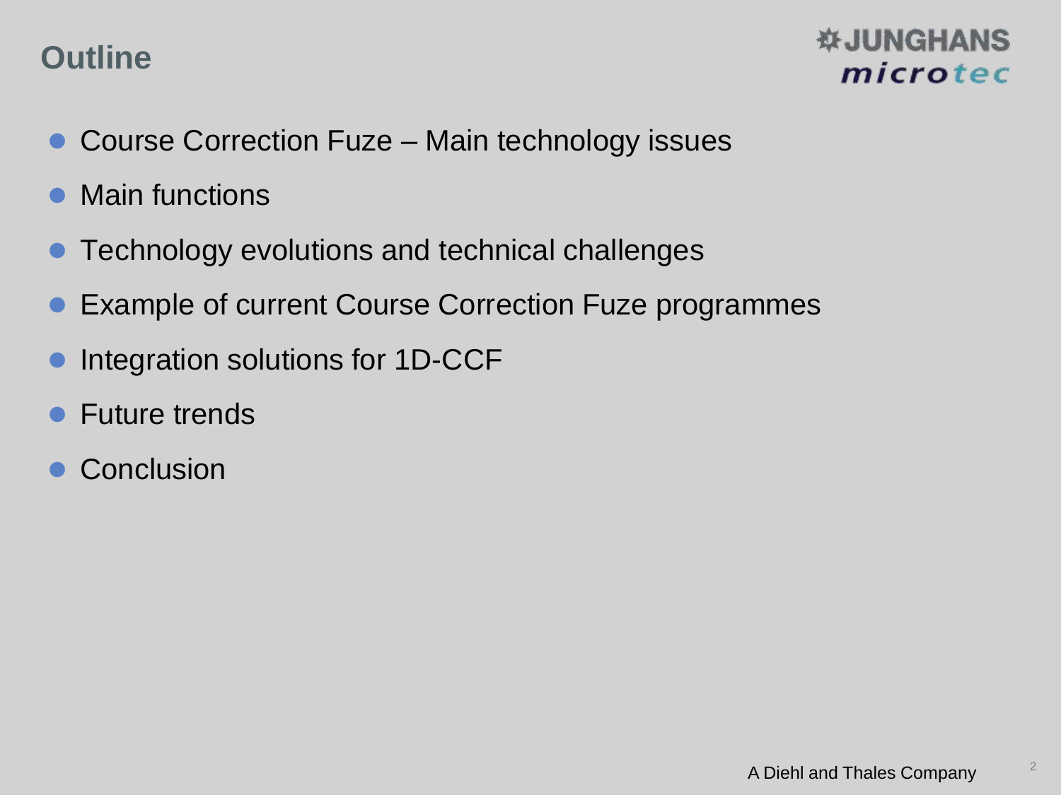# Outline

- Course Correction Fuze – Main technology issues
- Main functions
- Technology evolutions and technical challenges
- Example of current Course Correction Fuze programmes
- Integration solutions for 1D-CCF
- Future trends
- Conclusion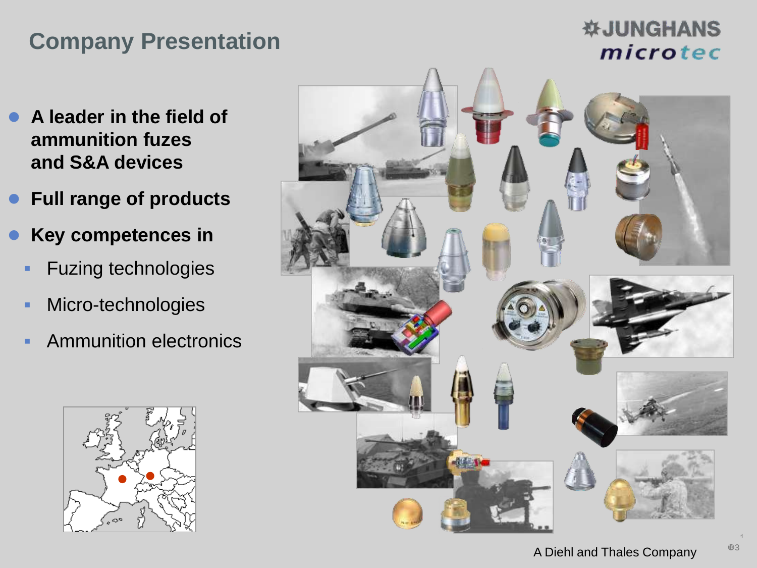# Company Presentation

- **A leader in the field of ammunition fuzes and S&A devices**
- **Full range of products**
- **Key competences in**
  - Fuzing technologies
  - Micro-technologies
  - Ammunition electronics

A Diehl and Thales Company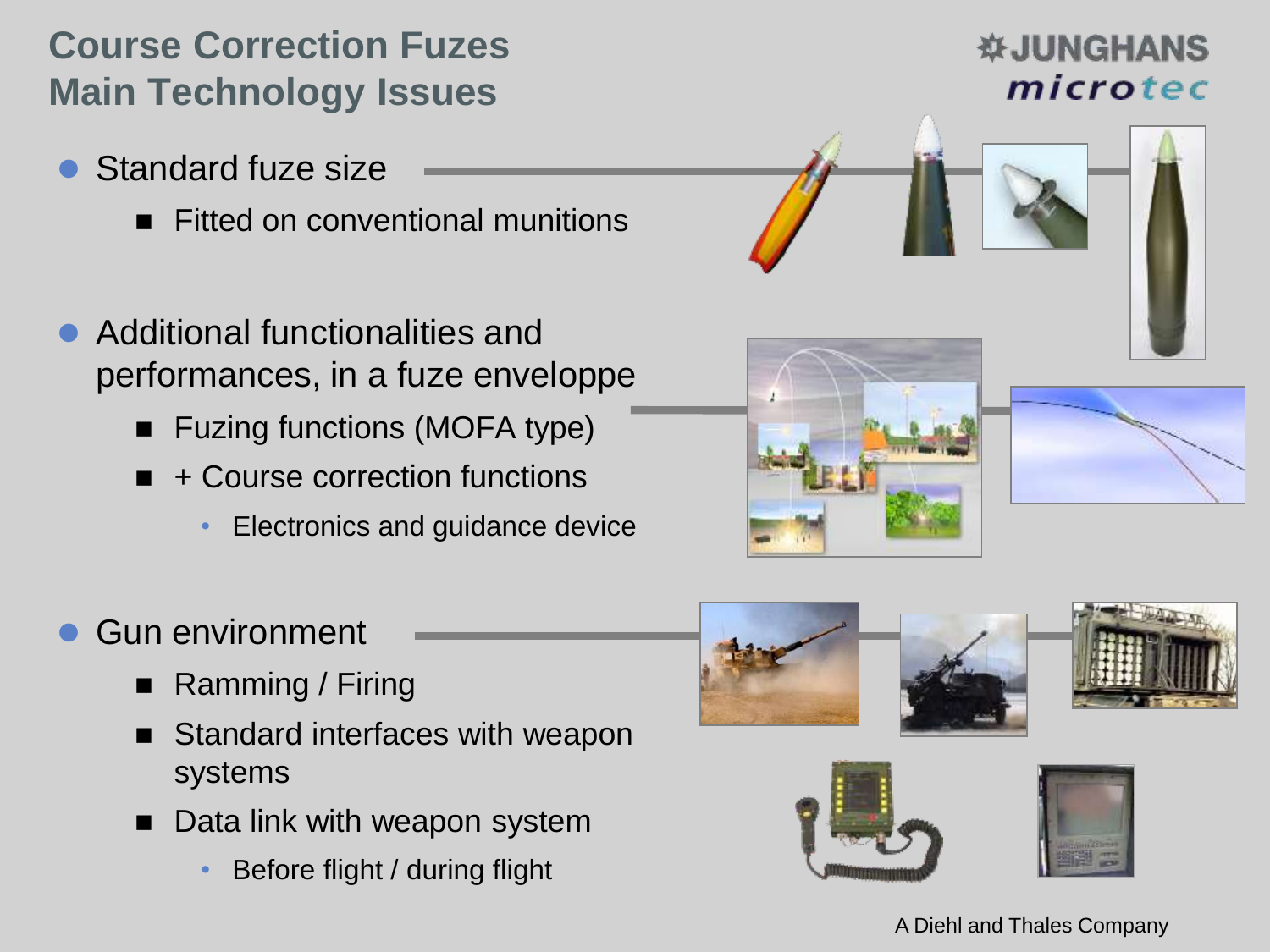# Course Correction Fuzes
# Main Technology Issues

- Standard fuze size
  - Fitted on conventional munitions

- Additional functionalities and performances, in a fuze enveloppe
  - Fuzing functions (MOFA type)
  - + Course correction functions
    - Electronics and guidance device

- Gun environment
  - Ramming / Firing
  - Standard interfaces with weapon systems
  - Data link with weapon system
    - Before flight / during flight

A Diehl and Thales Company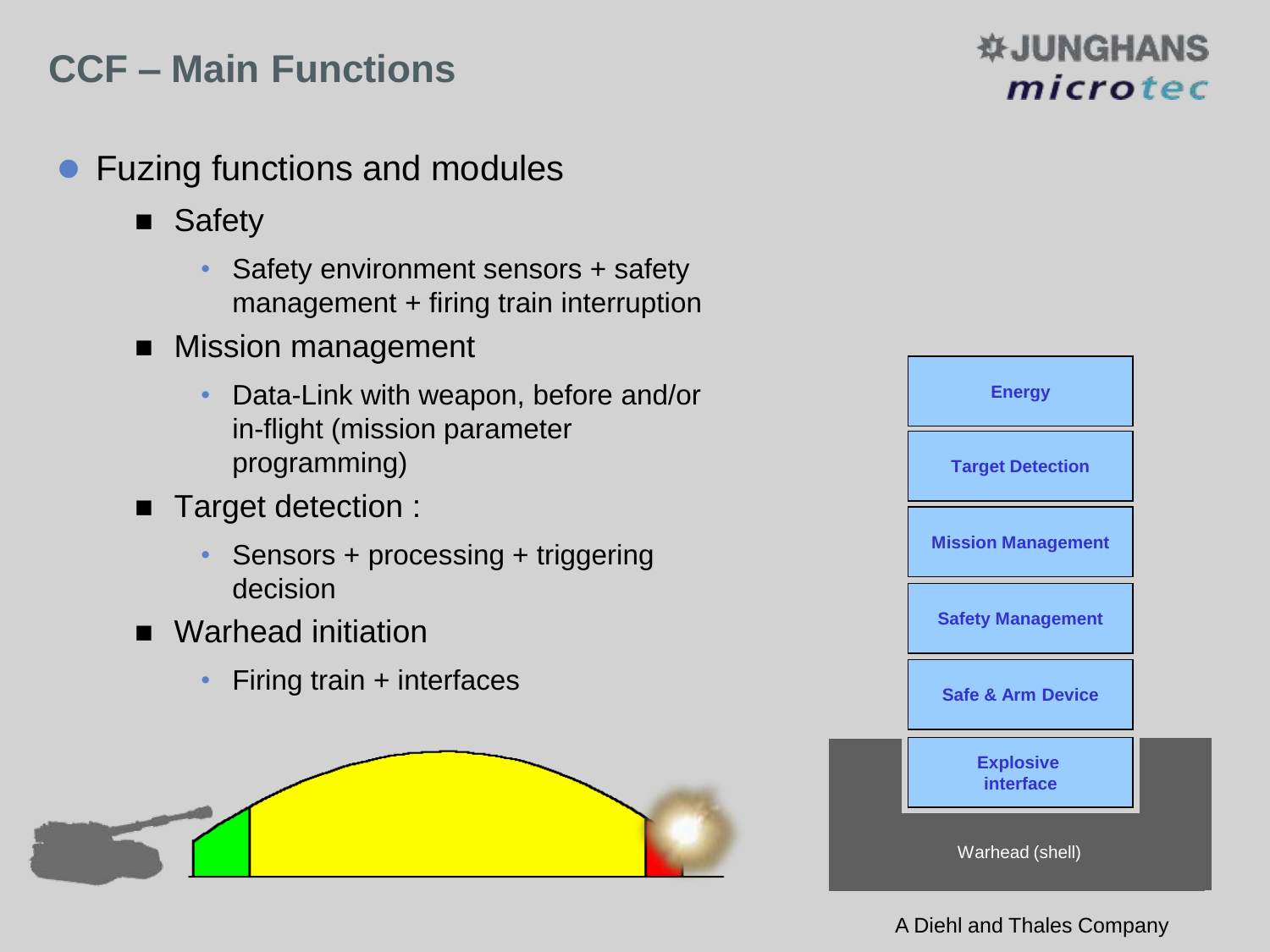# CCF – Main Functions

- Fuzing functions and modules
  - Safety
    - Safety environment sensors + safety management + firing train interruption
  - Mission management
    - Data-Link with weapon, before and/or in-flight (mission parameter programming)
  - Target detection :
    - Sensors + processing + triggering decision
  - Warhead initiation
    - Firing train + interfaces

Energy

Target Detection

Mission Management

Safety Management

Safe & Arm Device

Explosive interface

Warhead (shell)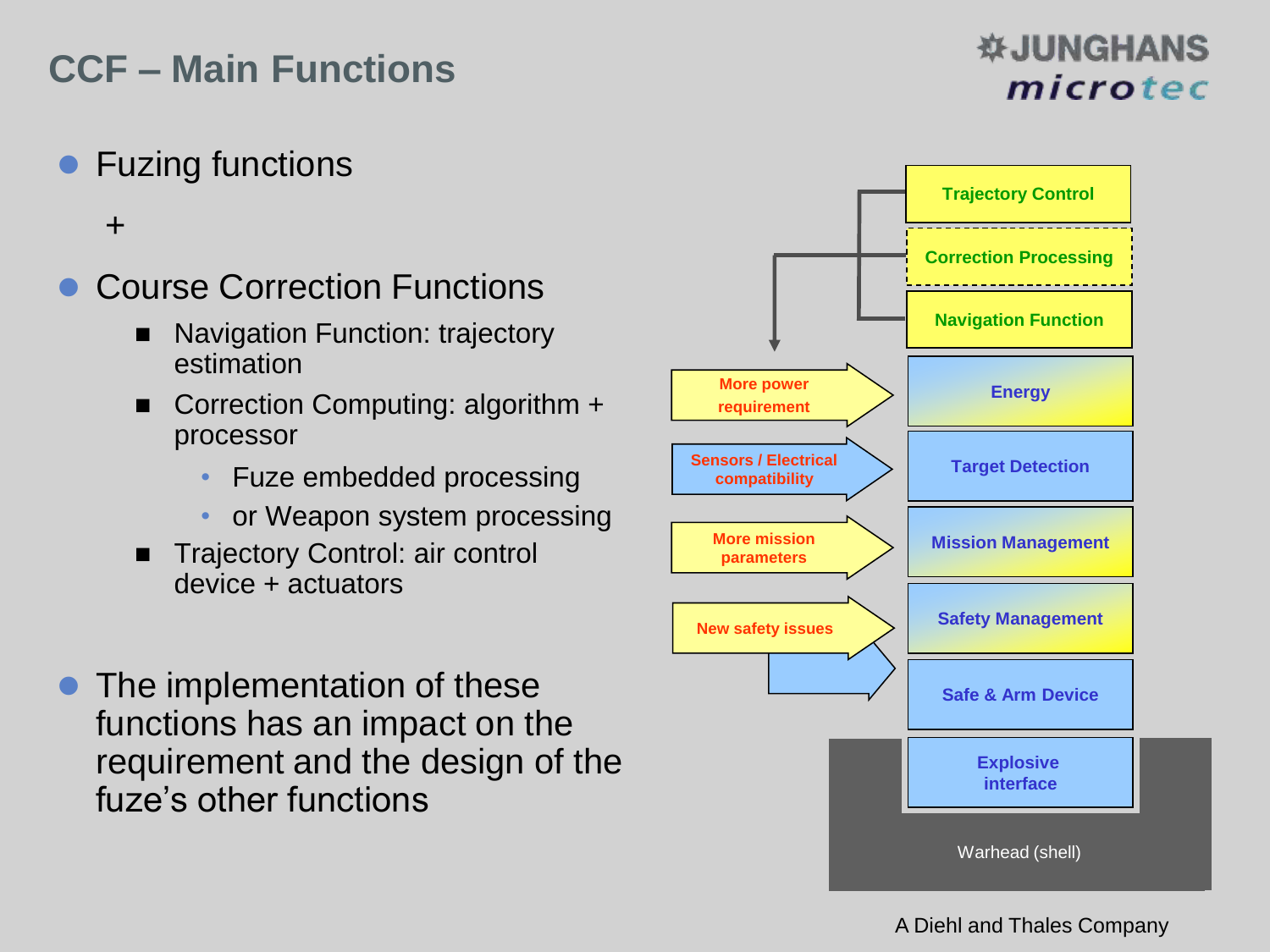# CCF – Main Functions

- Fuzing functions

  +

- Course Correction Functions
  - Navigation Function: trajectory estimation
  - Correction Computing: algorithm + processor
    - Fuze embedded processing
    - or Weapon system processing
  - Trajectory Control: air control device + actuators

- The implementation of these functions has an impact on the requirement and the design of the fuze's other functions

Trajectory Control

Correction Processing

Navigation Function

More power requirement → Energy

Sensors / Electrical compatibility → Target Detection

More mission parameters → Mission Management

New safety issues → Safety Management

Safe & Arm Device

Explosive interface

Warhead (shell)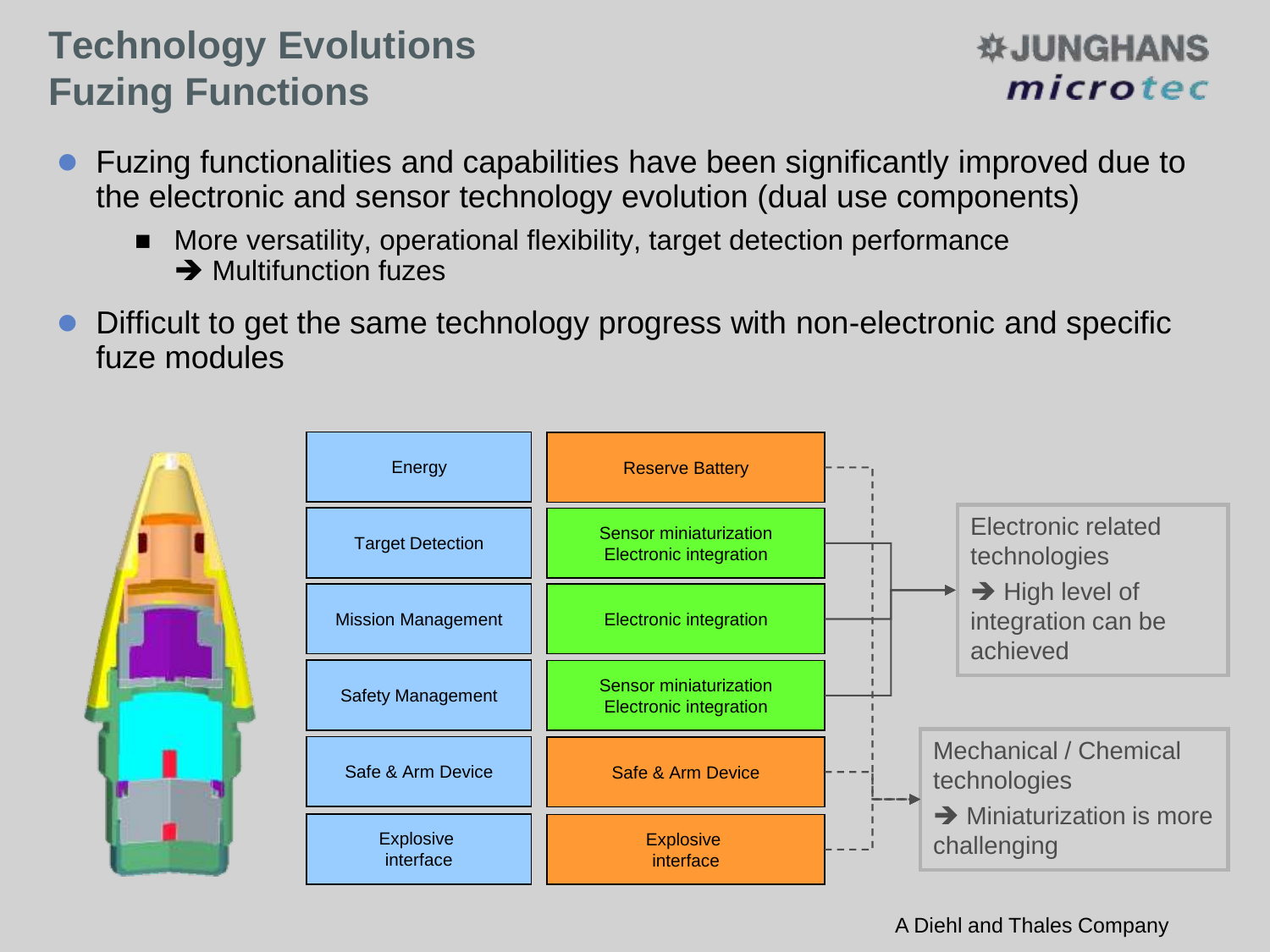# Technology Evolutions
# Fuzing Functions

- Fuzing functionalities and capabilities have been significantly improved due to the electronic and sensor technology evolution (dual use components)
  - More versatility, operational flexibility, target detection performance
    ➔ Multifunction fuzes
- Difficult to get the same technology progress with non-electronic and specific fuze modules

| Function | Technology |
| --- | --- |
| Energy | Reserve Battery |
| Target Detection | Sensor miniaturization Electronic integration |
| Mission Management | Electronic integration |
| Safety Management | Sensor miniaturization Electronic integration |
| Safe & Arm Device | Safe & Arm Device |
| Explosive interface | Explosive interface |

Electronic related technologies
➔ High level of integration can be achieved

Mechanical / Chemical technologies
➔ Miniaturization is more challenging

A Diehl and Thales Company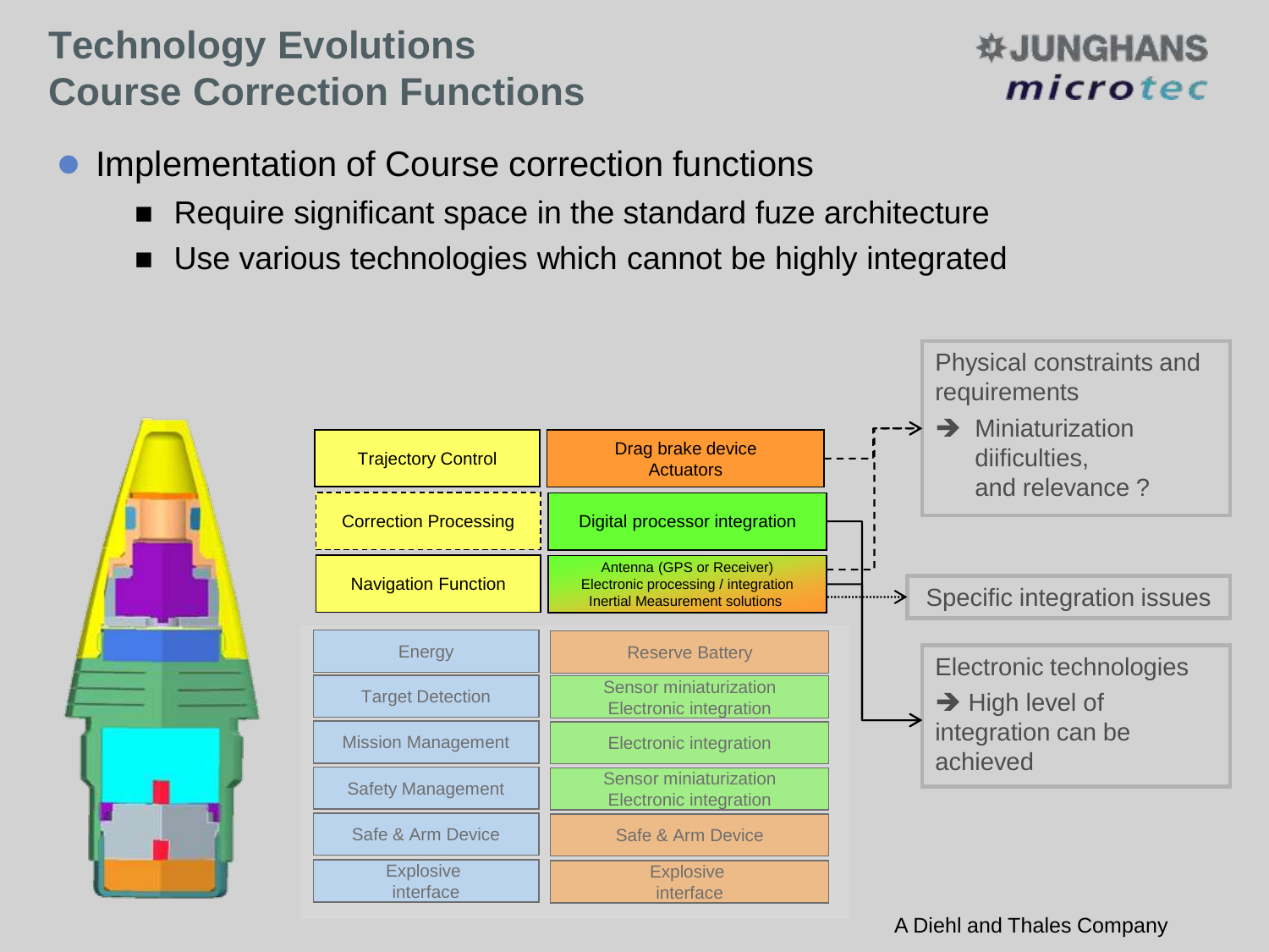# Technology Evolutions
# Course Correction Functions

- Implementation of Course correction functions
  - Require significant space in the standard fuze architecture
  - Use various technologies which cannot be highly integrated

| Function | Technology |
|---|---|
| Trajectory Control | Drag brake device Actuators |
| Correction Processing | Digital processor integration |
| Navigation Function | Antenna (GPS or Receiver) Electronic processing / integration Inertial Measurement solutions |
| Energy | Reserve Battery |
| Target Detection | Sensor miniaturization Electronic integration |
| Mission Management | Electronic integration |
| Safety Management | Sensor miniaturization Electronic integration |
| Safe & Arm Device | Safe & Arm Device |
| Explosive interface | Explosive interface |

Physical constraints and requirements
➔ Miniaturization diificulties, and relevance ?

Specific integration issues

Electronic technologies
➔ High level of integration can be achieved

A Diehl and Thales Company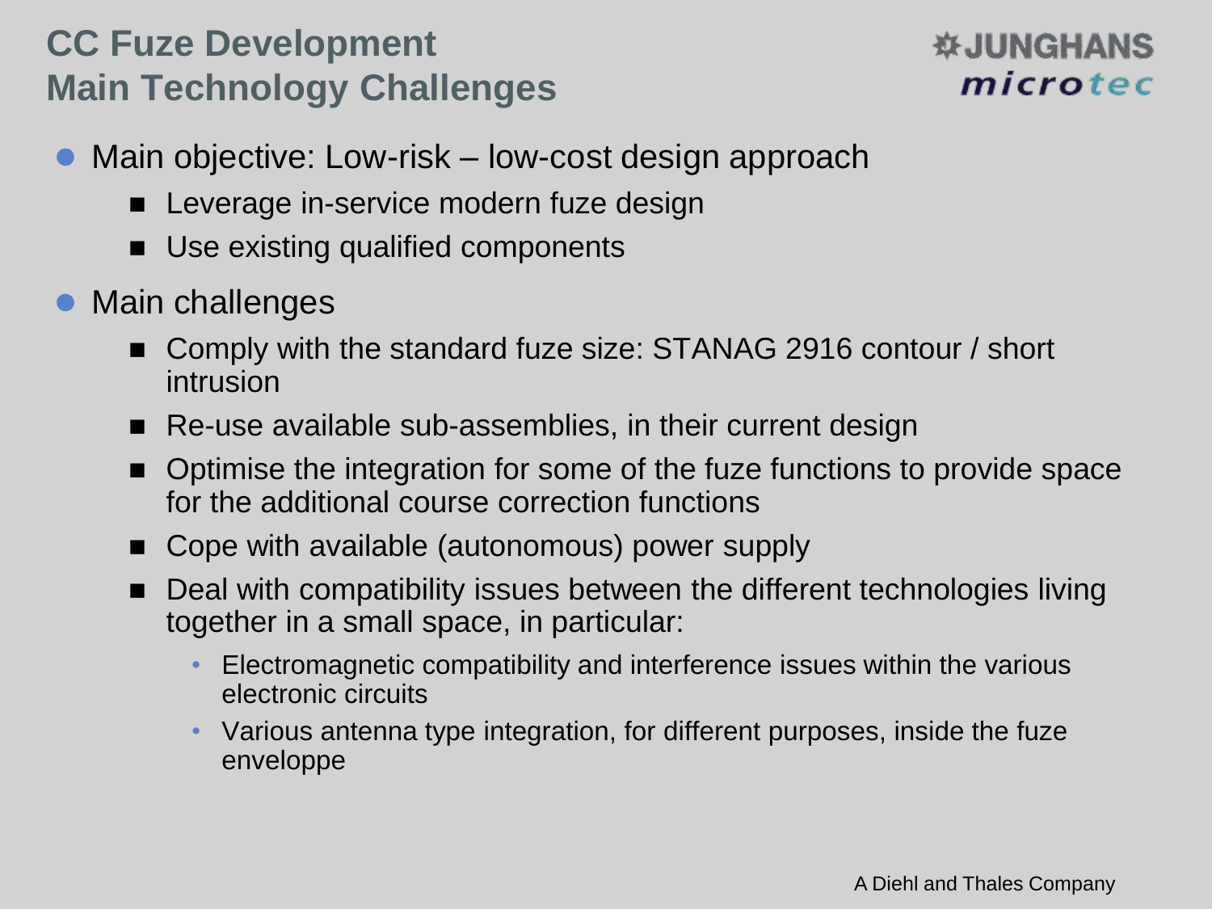# CC Fuze Development
# Main Technology Challenges

- Main objective: Low-risk – low-cost design approach
  - Leverage in-service modern fuze design
  - Use existing qualified components
- Main challenges
  - Comply with the standard fuze size: STANAG 2916 contour / short intrusion
  - Re-use available sub-assemblies, in their current design
  - Optimise the integration for some of the fuze functions to provide space for the additional course correction functions
  - Cope with available (autonomous) power supply
  - Deal with compatibility issues between the different technologies living together in a small space, in particular:
    - Electromagnetic compatibility and interference issues within the various electronic circuits
    - Various antenna type integration, for different purposes, inside the fuze enveloppe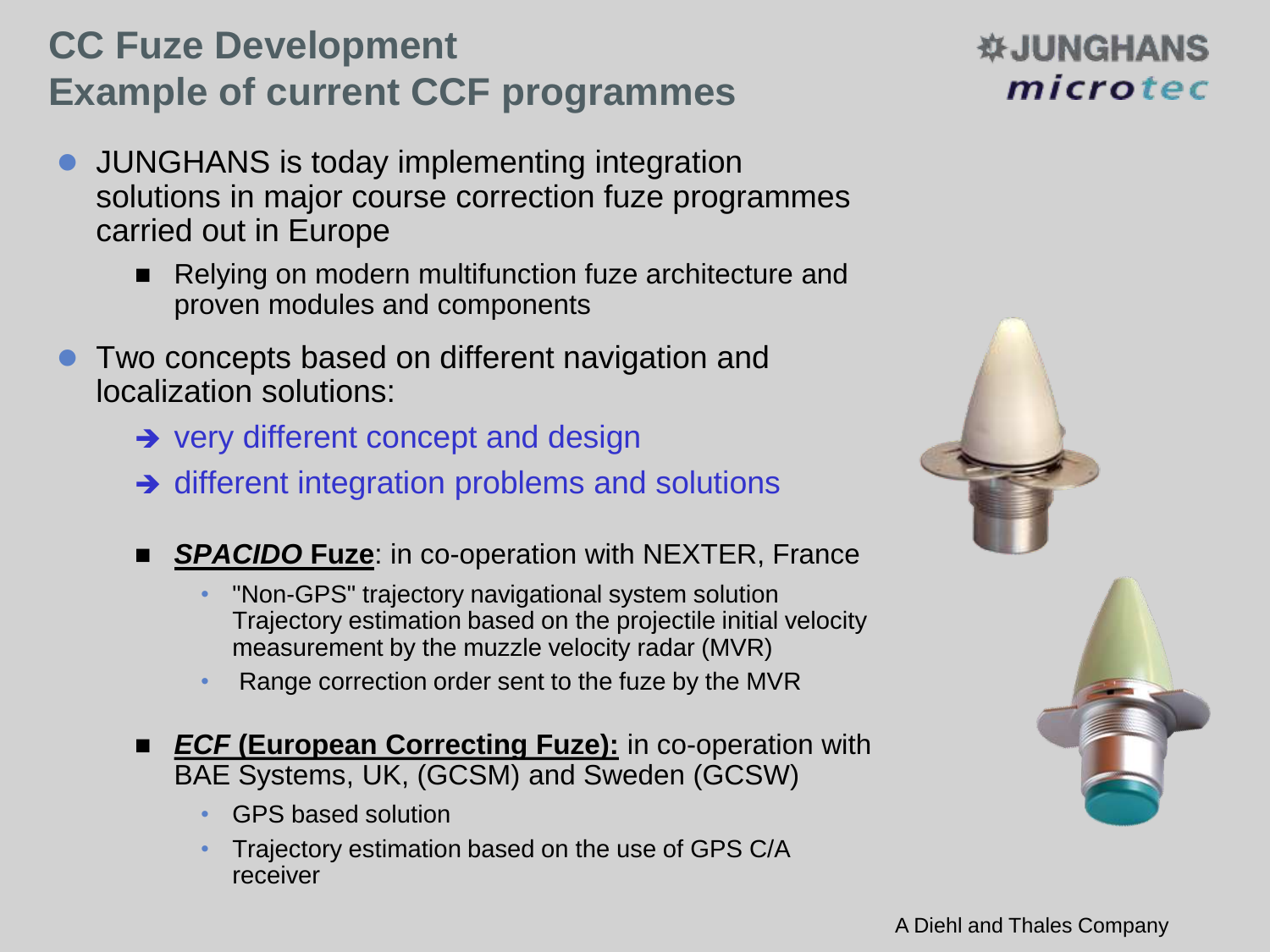# CC Fuze Development
## Example of current CCF programmes

- JUNGHANS is today implementing integration solutions in major course correction fuze programmes carried out in Europe
  - Relying on modern multifunction fuze architecture and proven modules and components
- Two concepts based on different navigation and localization solutions:
  - → very different concept and design
  - → different integration problems and solutions
  - ***SPACIDO* Fuze**: in co-operation with NEXTER, France
    - "Non-GPS" trajectory navigational system solution Trajectory estimation based on the projectile initial velocity measurement by the muzzle velocity radar (MVR)
    - Range correction order sent to the fuze by the MVR
  - ***ECF* (European Correcting Fuze):** in co-operation with BAE Systems, UK, (GCSM) and Sweden (GCSW)
    - GPS based solution
    - Trajectory estimation based on the use of GPS C/A receiver

A Diehl and Thales Company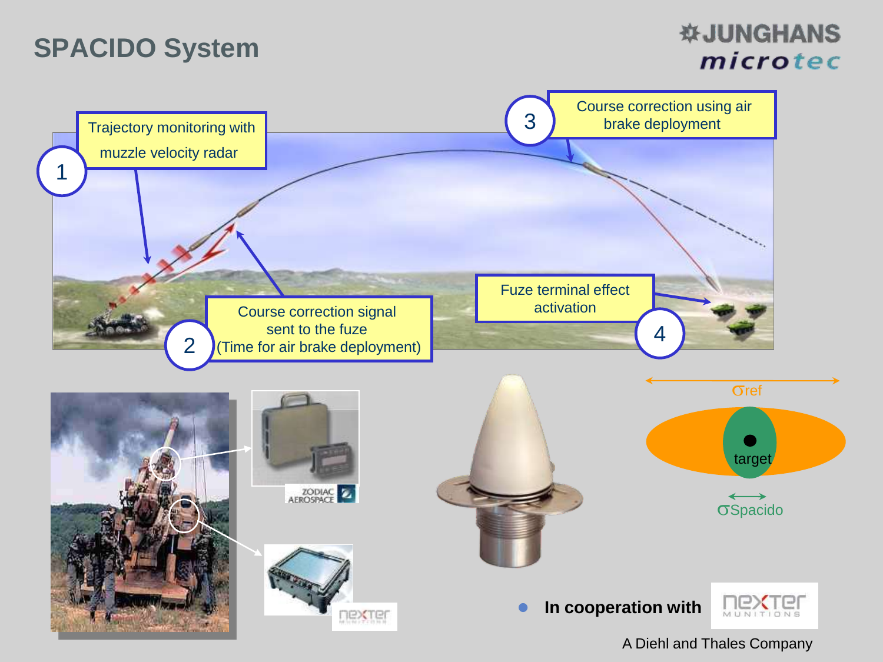# SPACIDO System

1. Trajectory monitoring with muzzle velocity radar
2. Course correction signal sent to the fuze (Time for air brake deployment)
3. Course correction using air brake deployment
4. Fuze terminal effect activation

σref

target

σSpacido

- **In cooperation with** NEXTER MUNITIONS

A Diehl and Thales Company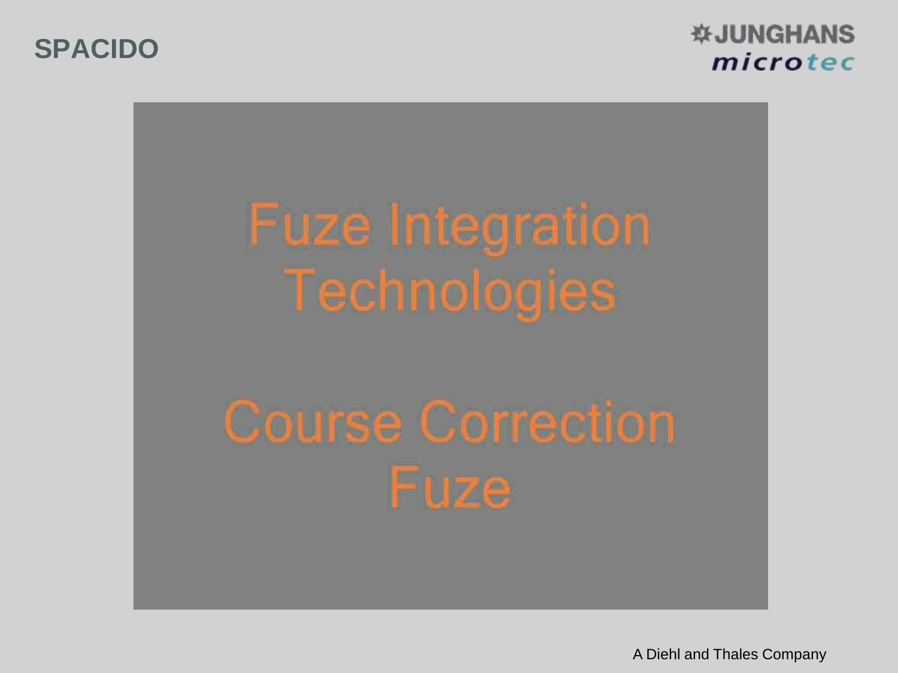# SPACIDO

Fuze Integration Technologies

Course Correction Fuze

A Diehl and Thales Company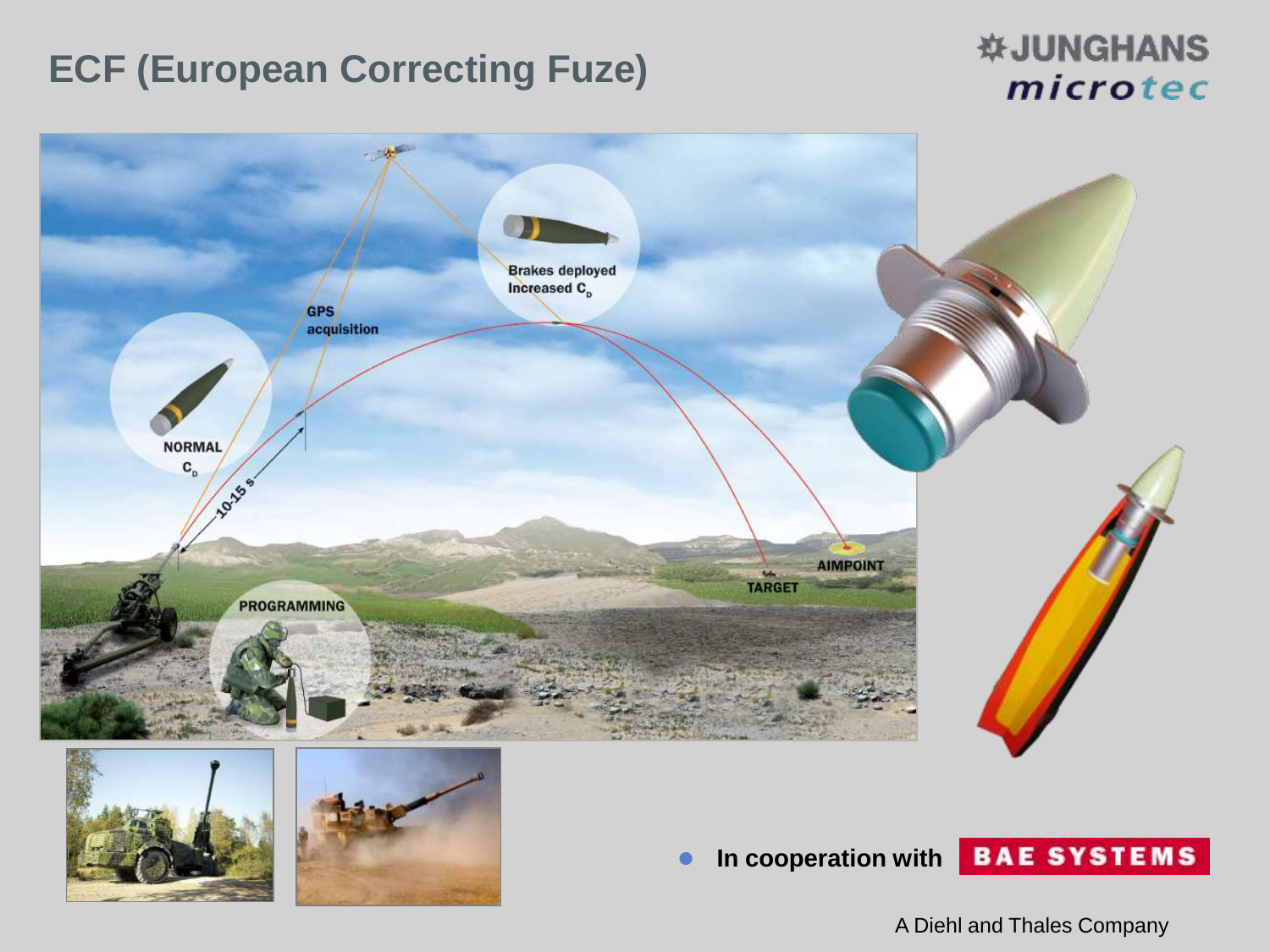# ECF (European Correcting Fuze)

JUNGHANS microtec

- **In cooperation with** BAE SYSTEMS

A Diehl and Thales Company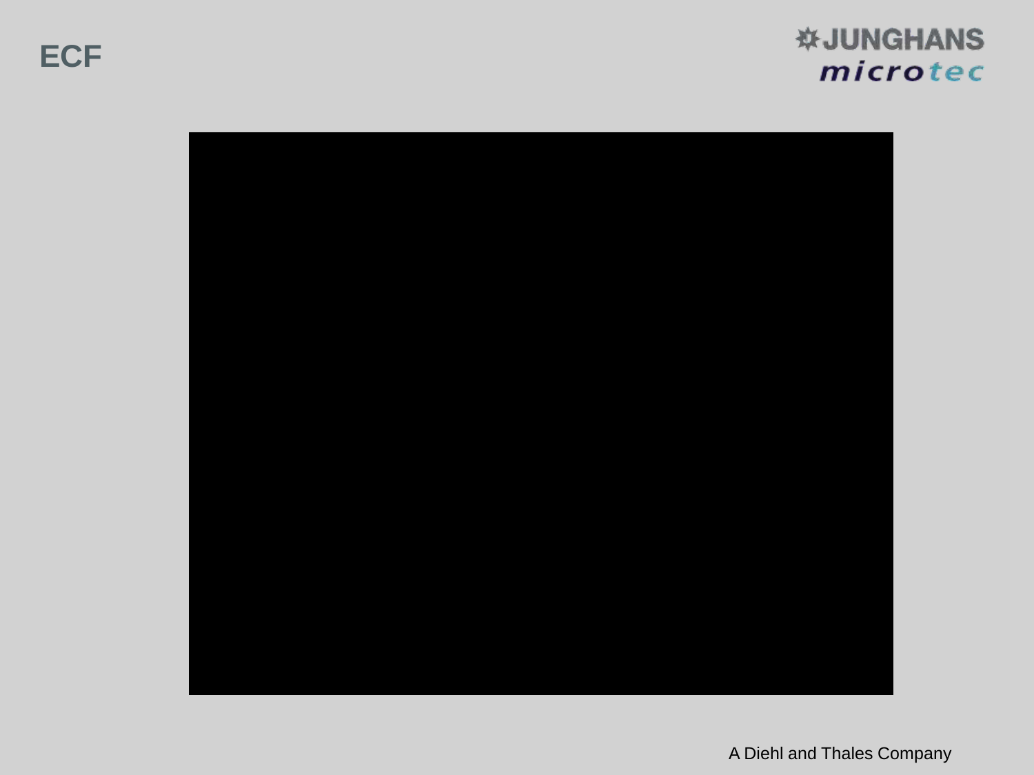# ECF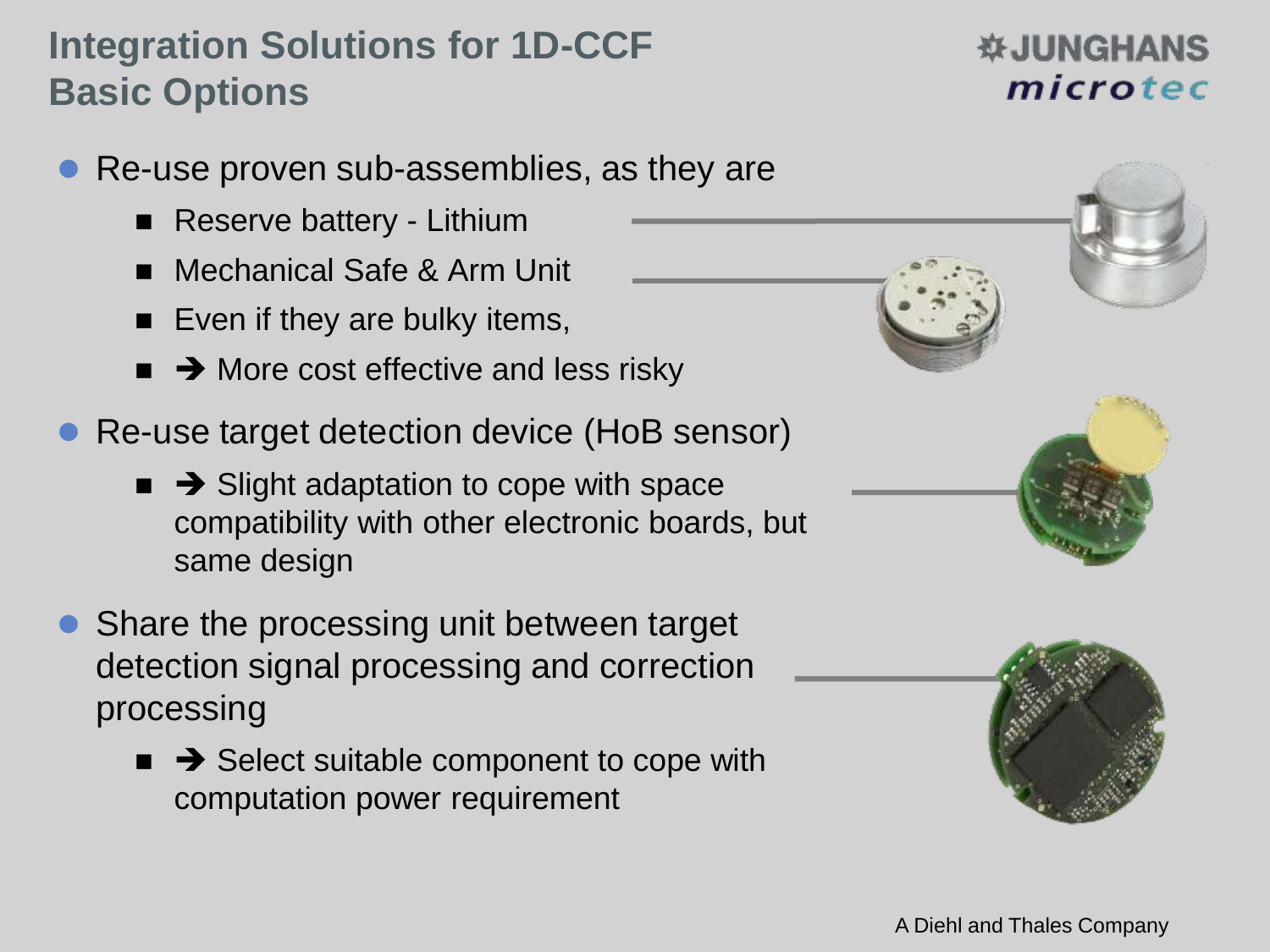# Integration Solutions for 1D-CCF
## Basic Options

- Re-use proven sub-assemblies, as they are
  - Reserve battery - Lithium
  - Mechanical Safe & Arm Unit
  - Even if they are bulky items,
  - ➔ More cost effective and less risky
- Re-use target detection device (HoB sensor)
  - ➔ Slight adaptation to cope with space compatibility with other electronic boards, but same design
- Share the processing unit between target detection signal processing and correction processing
  - ➔ Select suitable component to cope with computation power requirement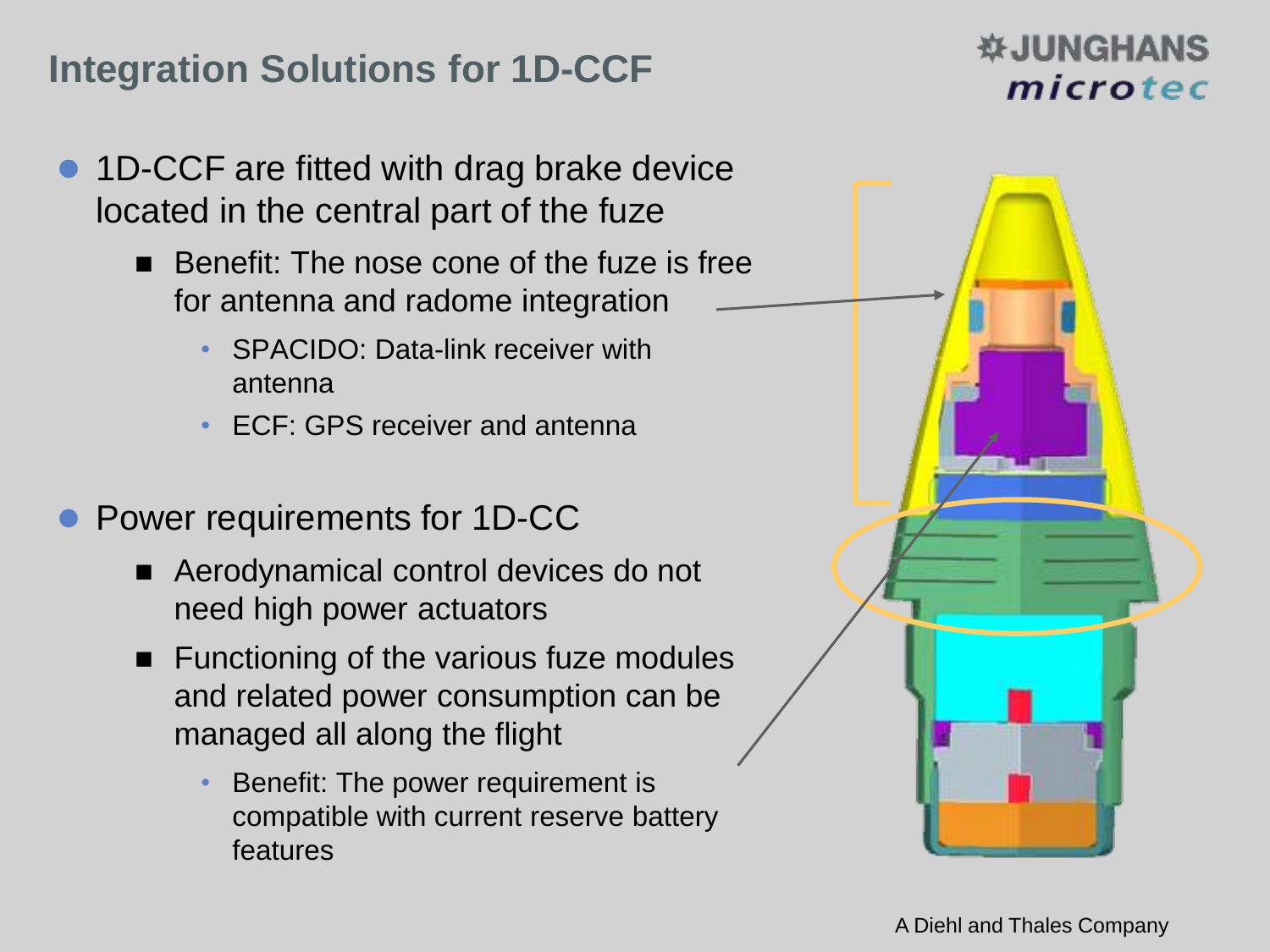## Integration Solutions for 1D-CCF

- 1D-CCF are fitted with drag brake device located in the central part of the fuze
  - Benefit: The nose cone of the fuze is free for antenna and radome integration
    - SPACIDO: Data-link receiver with antenna
    - ECF: GPS receiver and antenna
- Power requirements for 1D-CC
  - Aerodynamical control devices do not need high power actuators
  - Functioning of the various fuze modules and related power consumption can be managed all along the flight
    - Benefit: The power requirement is compatible with current reserve battery features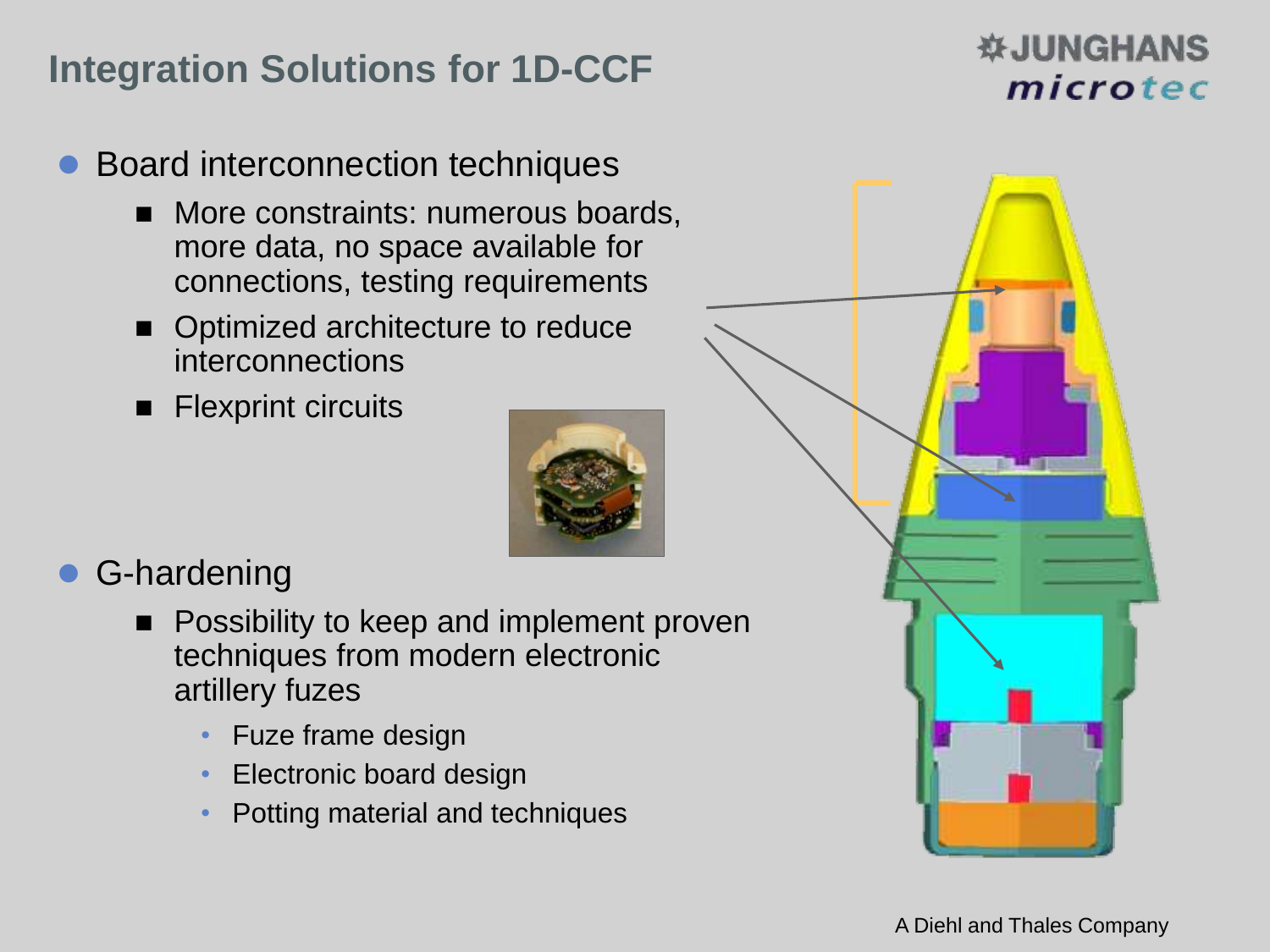# Integration Solutions for 1D-CCF

- Board interconnection techniques
  - More constraints: numerous boards, more data, no space available for connections, testing requirements
  - Optimized architecture to reduce interconnections
  - Flexprint circuits
- G-hardening
  - Possibility to keep and implement proven techniques from modern electronic artillery fuzes
    - Fuze frame design
    - Electronic board design
    - Potting material and techniques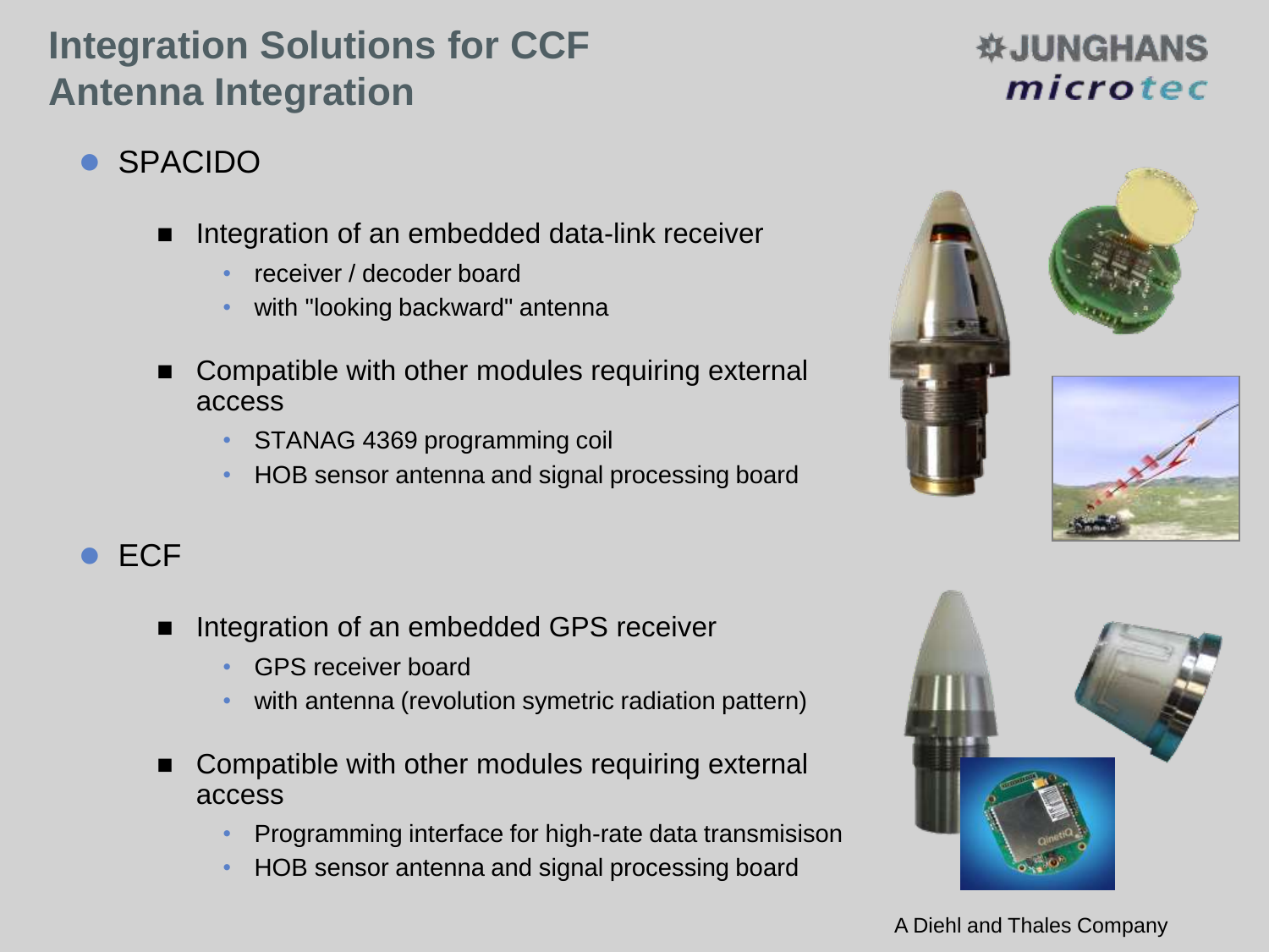# Integration Solutions for CCF Antenna Integration

JUNGHANS microtec

- SPACIDO
  - Integration of an embedded data-link receiver
    - receiver / decoder board
    - with "looking backward" antenna
  - Compatible with other modules requiring external access
    - STANAG 4369 programming coil
    - HOB sensor antenna and signal processing board
- ECF
  - Integration of an embedded GPS receiver
    - GPS receiver board
    - with antenna (revolution symetric radiation pattern)
  - Compatible with other modules requiring external access
    - Programming interface for high-rate data transmisison
    - HOB sensor antenna and signal processing board

A Diehl and Thales Company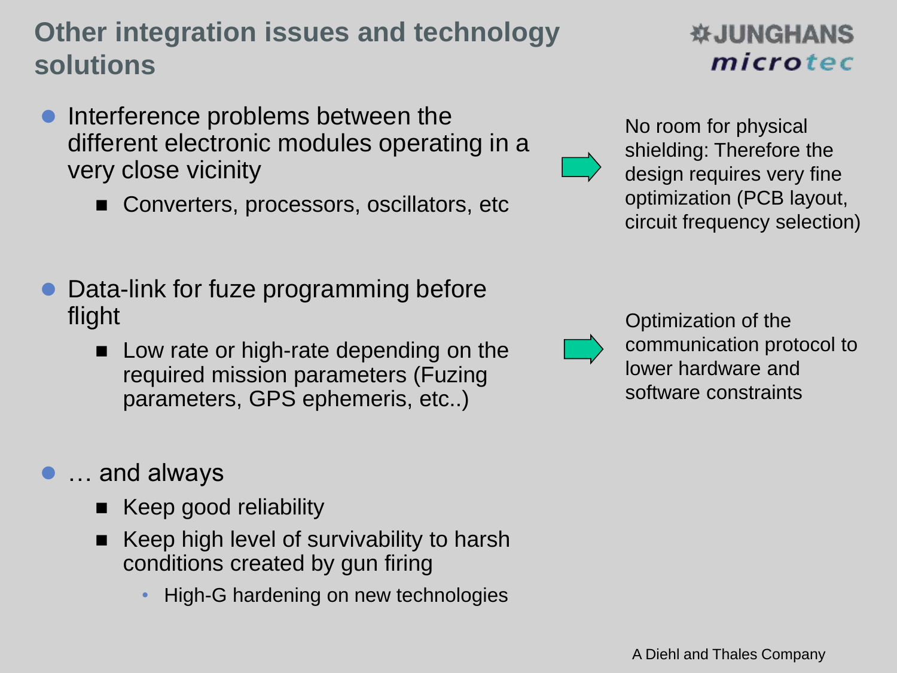# Other integration issues and technology solutions

JUNGHANS microtec

- Interference problems between the different electronic modules operating in a very close vicinity
  - Converters, processors, oscillators, etc

→ No room for physical shielding: Therefore the design requires very fine optimization (PCB layout, circuit frequency selection)

- Data-link for fuze programming before flight
  - Low rate or high-rate depending on the required mission parameters (Fuzing parameters, GPS ephemeris, etc..)

→ Optimization of the communication protocol to lower hardware and software constraints

- … and always
  - Keep good reliability
  - Keep high level of survivability to harsh conditions created by gun firing
    - High-G hardening on new technologies

A Diehl and Thales Company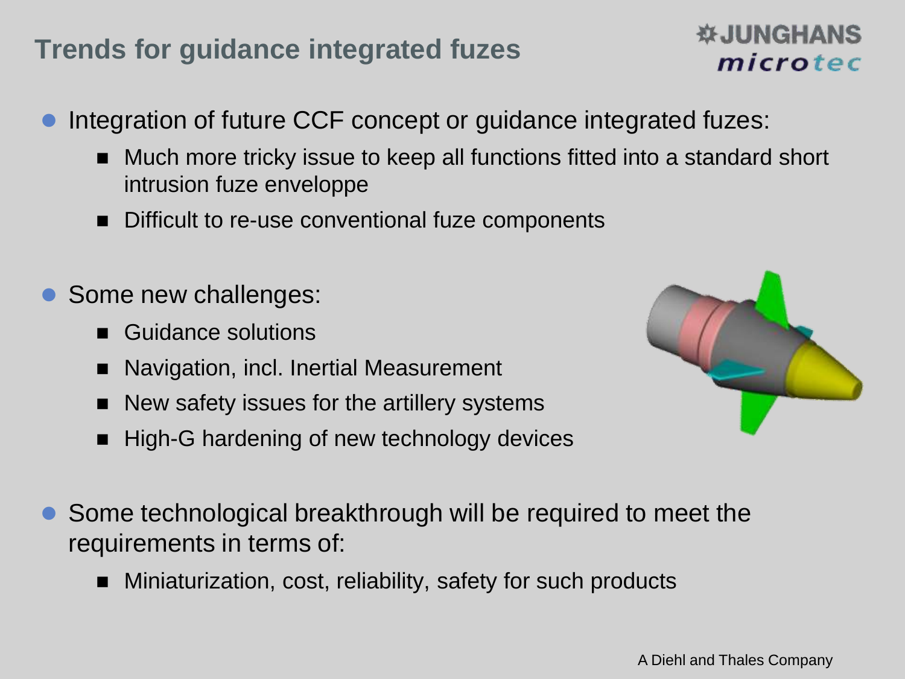# Trends for guidance integrated fuzes

- Integration of future CCF concept or guidance integrated fuzes:
  - Much more tricky issue to keep all functions fitted into a standard short intrusion fuze enveloppe
  - Difficult to re-use conventional fuze components

- Some new challenges:
  - Guidance solutions
  - Navigation, incl. Inertial Measurement
  - New safety issues for the artillery systems
  - High-G hardening of new technology devices

- Some technological breakthrough will be required to meet the requirements in terms of:
  - Miniaturization, cost, reliability, safety for such products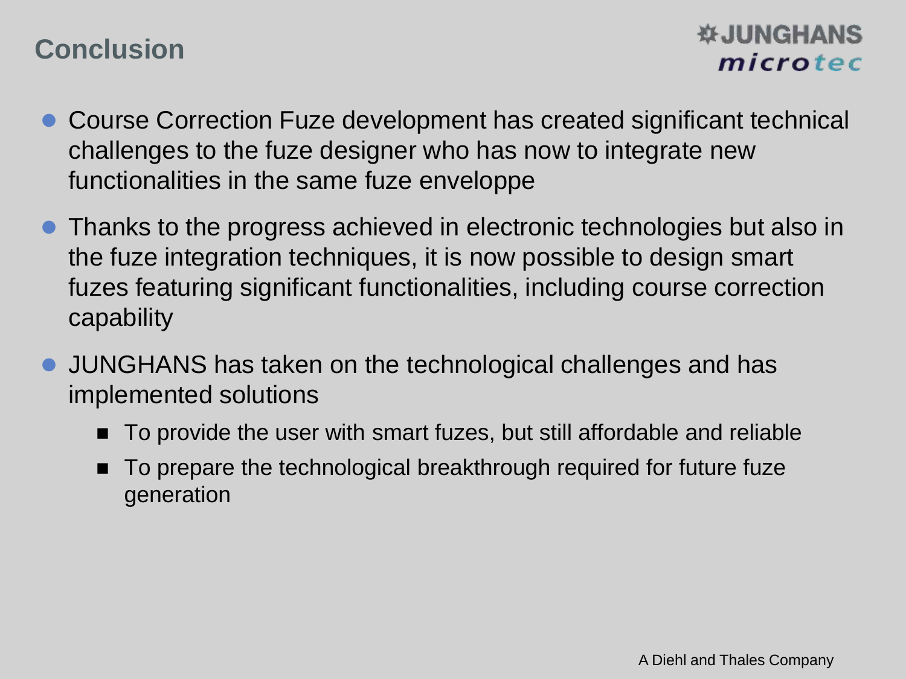# Conclusion

- Course Correction Fuze development has created significant technical challenges to the fuze designer who has now to integrate new functionalities in the same fuze enveloppe
- Thanks to the progress achieved in electronic technologies but also in the fuze integration techniques, it is now possible to design smart fuzes featuring significant functionalities, including course correction capability
- JUNGHANS has taken on the technological challenges and has implemented solutions
  - To provide the user with smart fuzes, but still affordable and reliable
  - To prepare the technological breakthrough required for future fuze generation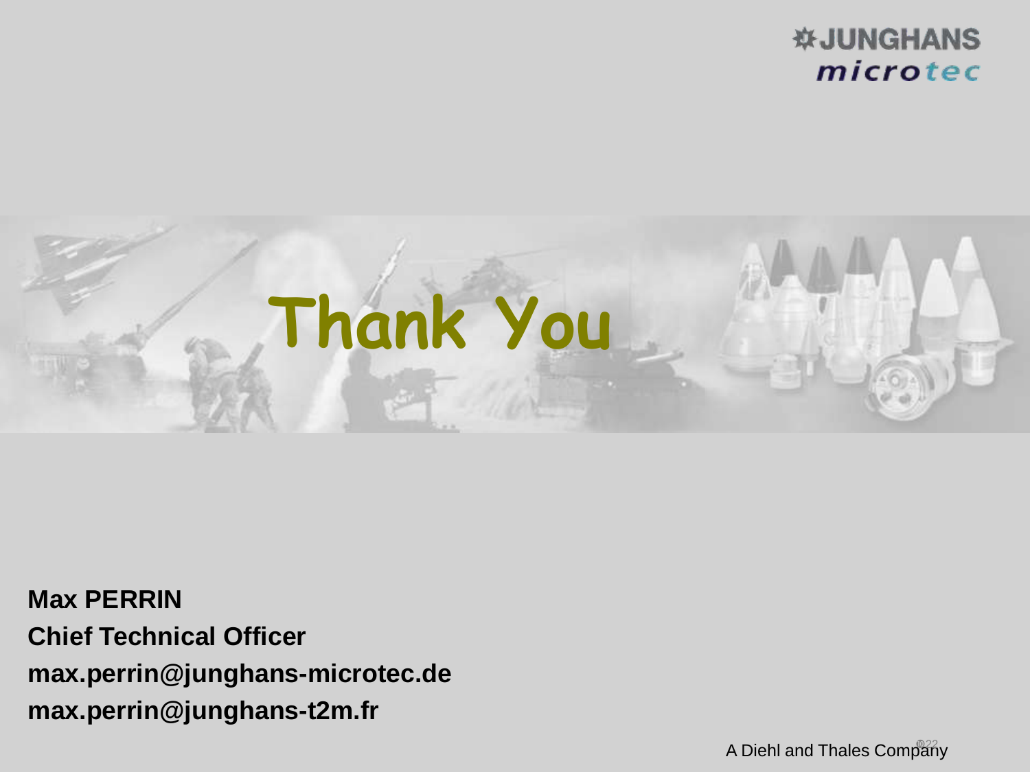JUNGHANS microtec

# Thank You

**Max PERRIN**
**Chief Technical Officer**
**max.perrin@junghans-microtec.de**
**max.perrin@junghans-t2m.fr**

A Diehl and Thales Company